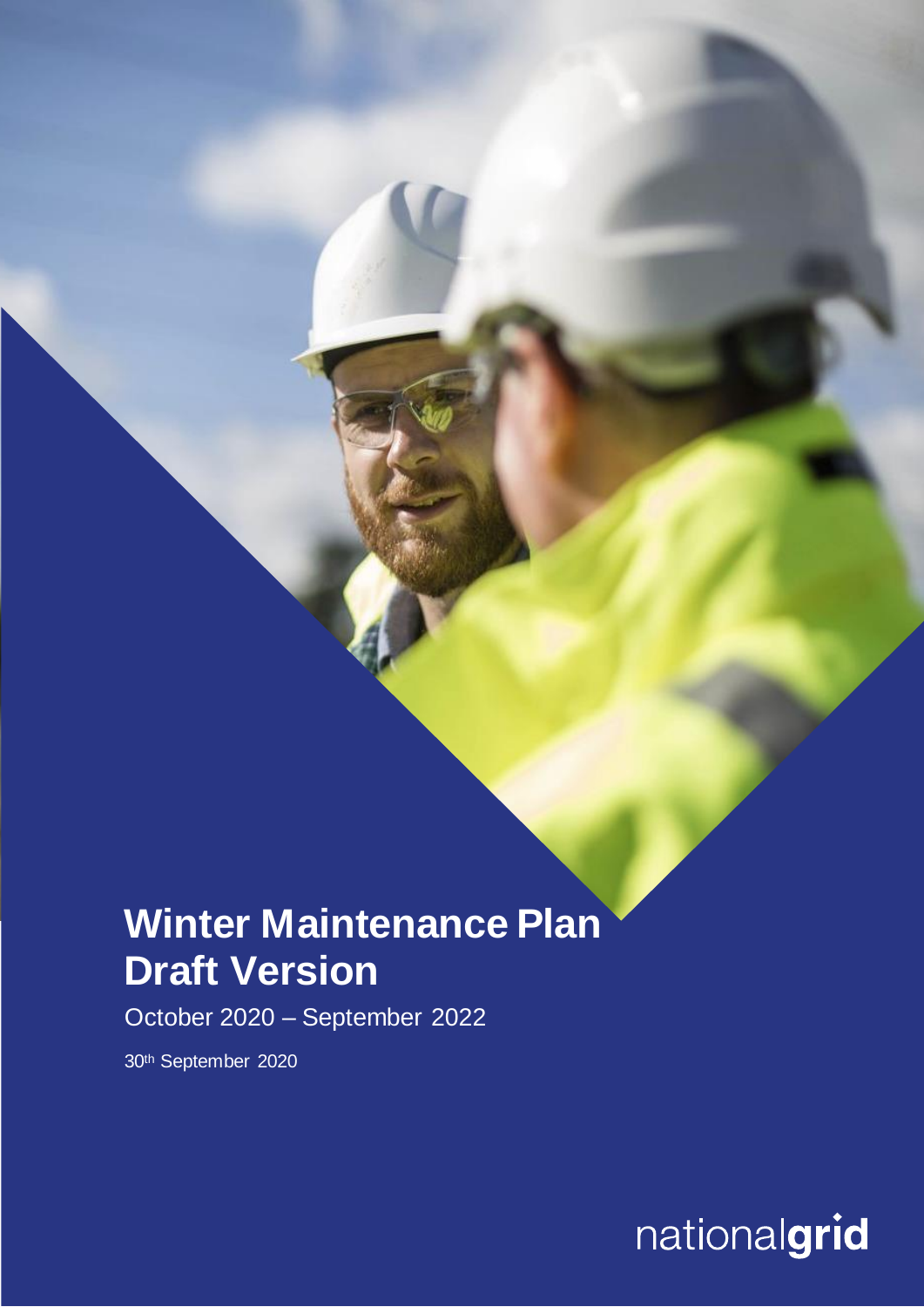# Winter Maintenance Plan Draft Version

October 2020 – September 2022

30th September 2020

nationalgrid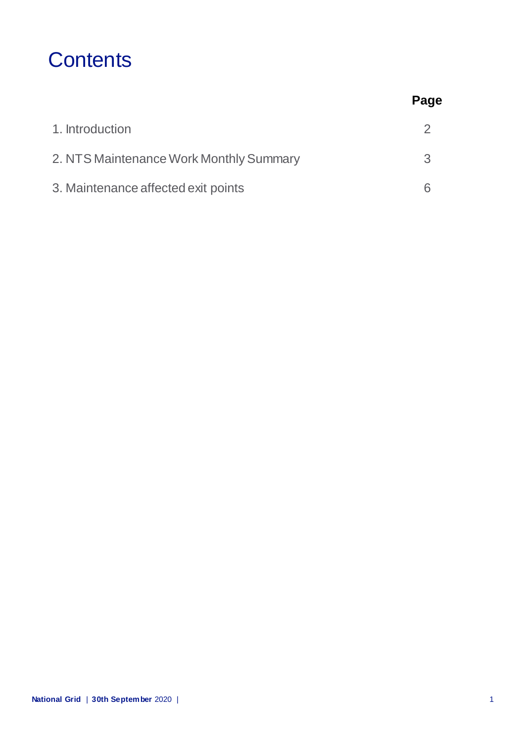# Contents

| | Page |
|---|---|
| 1. Introduction | 2 |
| 2. NTS Maintenance Work Monthly Summary | 3 |
| 3. Maintenance affected exit points | 6 |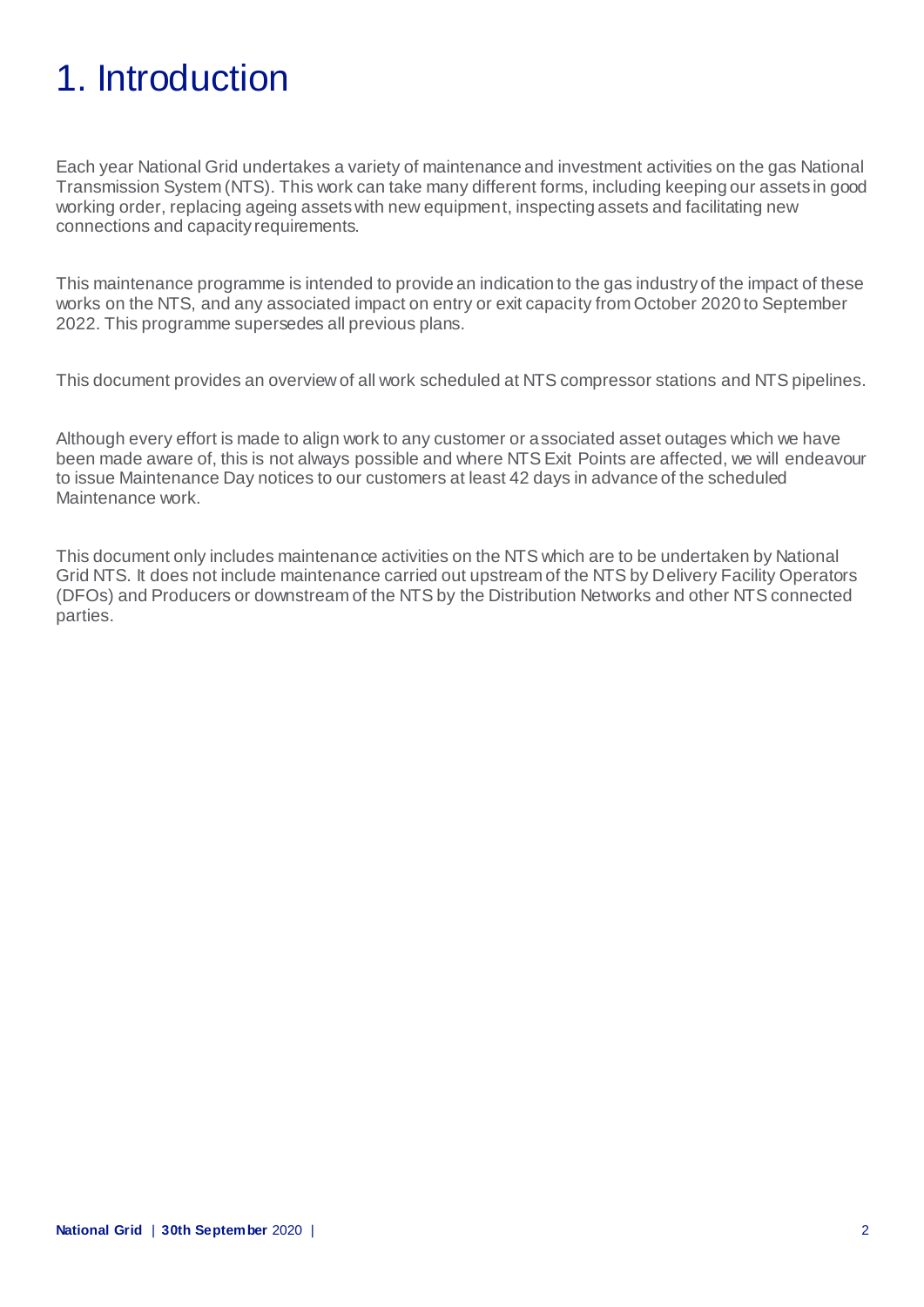# 1. Introduction

Each year National Grid undertakes a variety of maintenance and investment activities on the gas National Transmission System (NTS). This work can take many different forms, including keeping our assets in good working order, replacing ageing assets with new equipment, inspecting assets and facilitating new connections and capacity requirements.

This maintenance programme is intended to provide an indication to the gas industry of the impact of these works on the NTS, and any associated impact on entry or exit capacity from October 2020 to September 2022. This programme supersedes all previous plans.

This document provides an overview of all work scheduled at NTS compressor stations and NTS pipelines.

Although every effort is made to align work to any customer or associated asset outages which we have been made aware of, this is not always possible and where NTS Exit Points are affected, we will endeavour to issue Maintenance Day notices to our customers at least 42 days in advance of the scheduled Maintenance work.

This document only includes maintenance activities on the NTS which are to be undertaken by National Grid NTS. It does not include maintenance carried out upstream of the NTS by Delivery Facility Operators (DFOs) and Producers or downstream of the NTS by the Distribution Networks and other NTS connected parties.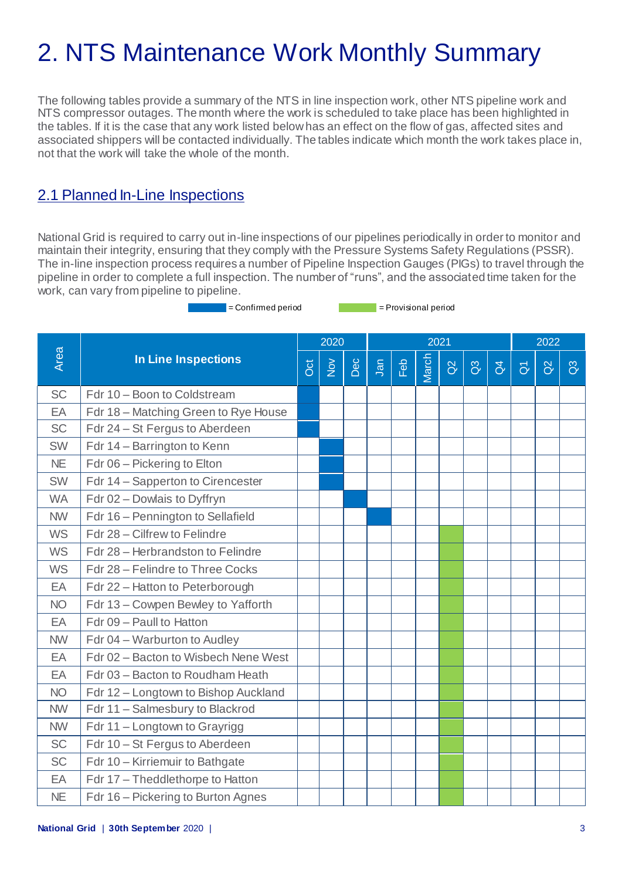# 2. NTS Maintenance Work Monthly Summary

The following tables provide a summary of the NTS in line inspection work, other NTS pipeline work and NTS compressor outages. The month where the work is scheduled to take place has been highlighted in the tables. If it is the case that any work listed below has an effect on the flow of gas, affected sites and associated shippers will be contacted individually. The tables indicate which month the work takes place in, not that the work will take the whole of the month.

## 2.1 Planned In-Line Inspections

National Grid is required to carry out in-line inspections of our pipelines periodically in order to monitor and maintain their integrity, ensuring that they comply with the Pressure Systems Safety Regulations (PSSR). The in-line inspection process requires a number of Pipeline Inspection Gauges (PIGs) to travel through the pipeline in order to complete a full inspection. The number of "runs", and the associated time taken for the work, can vary from pipeline to pipeline.

■ = Confirmed period ■ = Provisional period

| Area | In Line Inspections | 2020 | | | 2021 | | | | | | 2022 | | |
|---|---|---|---|---|---|---|---|---|---|---|---|---|---|
| | | Oct | Nov | Dec | Jan | Feb | March | Q2 | Q3 | Q4 | Q1 | Q2 | Q3 |
| SC | Fdr 10 – Boon to Coldstream | Confirmed | | | | | | | | | | | |
| EA | Fdr 18 – Matching Green to Rye House | Confirmed | | | | | | | | | | | |
| SC | Fdr 24 – St Fergus to Aberdeen | Confirmed | | | | | | | | | | | |
| SW | Fdr 14 – Barrington to Kenn | | Confirmed | | | | | | | | | | |
| NE | Fdr 06 – Pickering to Elton | | Confirmed | | | | | | | | | | |
| SW | Fdr 14 – Sapperton to Cirencester | | Confirmed | | | | | | | | | | |
| WA | Fdr 02 – Dowlais to Dyffryn | | | Confirmed | | | | | | | | | |
| NW | Fdr 16 – Pennington to Sellafield | | | | Confirmed | | | | | | | | |
| WS | Fdr 28 – Cilfrew to Felindre | | | | | | | Provisional | | | | | |
| WS | Fdr 28 – Herbrandston to Felindre | | | | | | | Provisional | | | | | |
| WS | Fdr 28 – Felindre to Three Cocks | | | | | | | Provisional | | | | | |
| EA | Fdr 22 – Hatton to Peterborough | | | | | | | Provisional | | | | | |
| NO | Fdr 13 – Cowpen Bewley to Yafforth | | | | | | | Provisional | | | | | |
| EA | Fdr 09 – Paull to Hatton | | | | | | | Provisional | | | | | |
| NW | Fdr 04 – Warburton to Audley | | | | | | | Provisional | | | | | |
| EA | Fdr 02 – Bacton to Wisbech Nene West | | | | | | | Provisional | | | | | |
| EA | Fdr 03 – Bacton to Roudham Heath | | | | | | | Provisional | | | | | |
| NO | Fdr 12 – Longtown to Bishop Auckland | | | | | | | Provisional | | | | | |
| NW | Fdr 11 – Salmesbury to Blackrod | | | | | | | Provisional | | | | | |
| NW | Fdr 11 – Longtown to Grayrigg | | | | | | | Provisional | | | | | |
| SC | Fdr 10 – St Fergus to Aberdeen | | | | | | | Provisional | | | | | |
| SC | Fdr 10 – Kirriemuir to Bathgate | | | | | | | Provisional | | | | | |
| EA | Fdr 17 – Theddlethorpe to Hatton | | | | | | | Provisional | | | | | |
| NE | Fdr 16 – Pickering to Burton Agnes | | | | | | | Provisional | | | | | |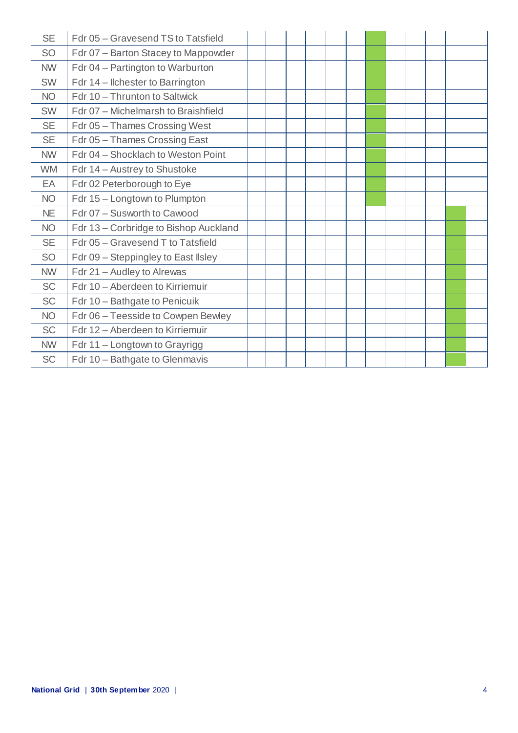| | | | | | | | | | | | | | |
|---|---|---|---|---|---|---|---|---|---|---|---|---|---|
| SE | Fdr 05 – Gravesend TS to Tatsfield | | | | | | | | | | | | |
| SO | Fdr 07 – Barton Stacey to Mappowder | | | | | | | | | | | | |
| NW | Fdr 04 – Partington to Warburton | | | | | | | | | | | | |
| SW | Fdr 14 – Ilchester to Barrington | | | | | | | | | | | | |
| NO | Fdr 10 – Thrunton to Saltwick | | | | | | | | | | | | |
| SW | Fdr 07 – Michelmarsh to Braishfield | | | | | | | | | | | | |
| SE | Fdr 05 – Thames Crossing West | | | | | | | | | | | | |
| SE | Fdr 05 – Thames Crossing East | | | | | | | | | | | | |
| NW | Fdr 04 – Shocklach to Weston Point | | | | | | | | | | | | |
| WM | Fdr 14 – Austrey to Shustoke | | | | | | | | | | | | |
| EA | Fdr 02 Peterborough to Eye | | | | | | | | | | | | |
| NO | Fdr 15 – Longtown to Plumpton | | | | | | | | | | | | |
| NE | Fdr 07 – Susworth to Cawood | | | | | | | | | | | | |
| NO | Fdr 13 – Corbridge to Bishop Auckland | | | | | | | | | | | | |
| SE | Fdr 05 – Gravesend T to Tatsfield | | | | | | | | | | | | |
| SO | Fdr 09 – Steppingley to East Ilsley | | | | | | | | | | | | |
| NW | Fdr 21 – Audley to Alrewas | | | | | | | | | | | | |
| SC | Fdr 10 – Aberdeen to Kirriemuir | | | | | | | | | | | | |
| SC | Fdr 10 – Bathgate to Penicuik | | | | | | | | | | | | |
| NO | Fdr 06 – Teesside to Cowpen Bewley | | | | | | | | | | | | |
| SC | Fdr 12 – Aberdeen to Kirriemuir | | | | | | | | | | | | |
| NW | Fdr 11 – Longtown to Grayrigg | | | | | | | | | | | | |
| SC | Fdr 10 – Bathgate to Glenmavis | | | | | | | | | | | | |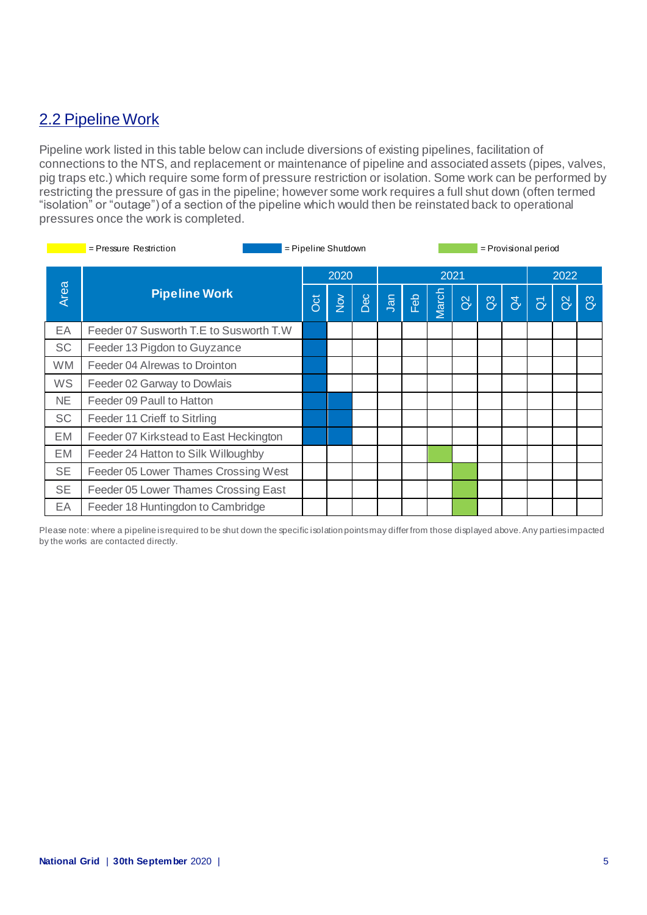## 2.2 Pipeline Work

Pipeline work listed in this table below can include diversions of existing pipelines, facilitation of connections to the NTS, and replacement or maintenance of pipeline and associated assets (pipes, valves, pig traps etc.) which require some form of pressure restriction or isolation. Some work can be performed by restricting the pressure of gas in the pipeline; however some work requires a full shut down (often termed "isolation" or "outage") of a section of the pipeline which would then be reinstated back to operational pressures once the work is completed.

(Yellow) = Pressure Restriction | (Blue) = Pipeline Shutdown | (Green) = Provisional period

| Area | Pipeline Work | 2020 | | | 2021 | | | | | | 2022 | | |
|---|---|---|---|---|---|---|---|---|---|---|---|---|---|
| | | Oct | Nov | Dec | Jan | Feb | March | Q2 | Q3 | Q4 | Q1 | Q2 | Q3 |
| EA | Feeder 07 Susworth T.E to Susworth T.W | Pipeline Shutdown | | | | | | | | | | | |
| SC | Feeder 13 Pigdon to Guyzance | Pipeline Shutdown | | | | | | | | | | | |
| WM | Feeder 04 Alrewas to Drointon | Pipeline Shutdown | | | | | | | | | | | |
| WS | Feeder 02 Garway to Dowlais | Pipeline Shutdown | | | | | | | | | | | |
| NE | Feeder 09 Paull to Hatton | Pipeline Shutdown | Pipeline Shutdown | | | | | | | | | | |
| SC | Feeder 11 Crieff to Sitrling | Pipeline Shutdown | Pipeline Shutdown | | | | | | | | | | |
| EM | Feeder 07 Kirkstead to East Heckington | Pipeline Shutdown | Pipeline Shutdown | | | | | | | | | | |
| EM | Feeder 24 Hatton to Silk Willoughby | | | | | | Provisional period | | | | | | |
| SE | Feeder 05 Lower Thames Crossing West | | | | | | | Provisional period | | | | | |
| SE | Feeder 05 Lower Thames Crossing East | | | | | | | Provisional period | | | | | |
| EA | Feeder 18 Huntingdon to Cambridge | | | | | | | Provisional period | | | | | |

Please note: where a pipeline is required to be shut down the specific isolation points may differ from those displayed above. Any parties impacted by the works are contacted directly.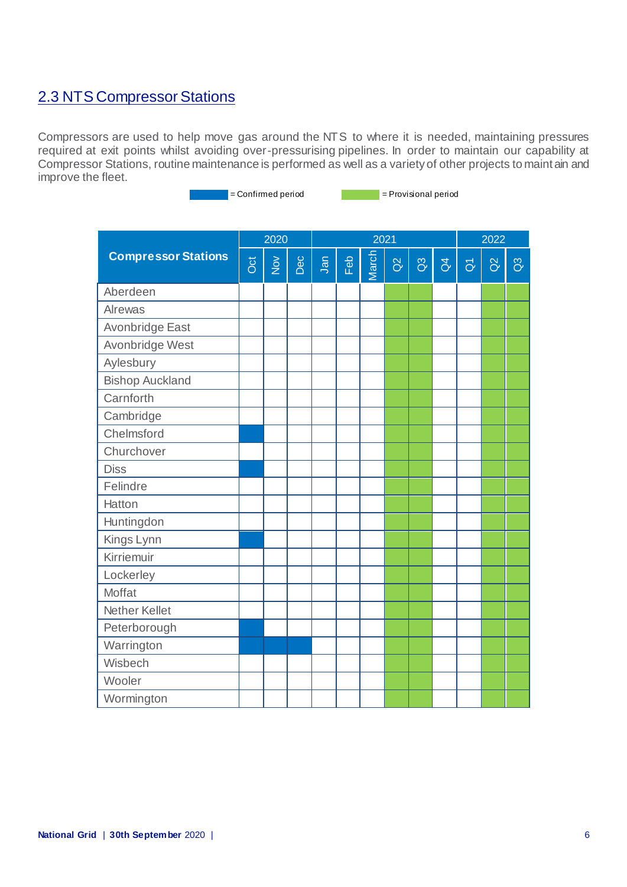## 2.3 NTS Compressor Stations

Compressors are used to help move gas around the NTS to where it is needed, maintaining pressures required at exit points whilst avoiding over-pressurising pipelines. In order to maintain our capability at Compressor Stations, routine maintenance is performed as well as a variety of other projects to maintain and improve the fleet.

■ = Confirmed period ■ = Provisional period

| Compressor Stations | 2020 | | | 2021 | | | | | | 2022 | | |
|---|---|---|---|---|---|---|---|---|---|---|---|---|
| | Oct | Nov | Dec | Jan | Feb | March | Q2 | Q3 | Q4 | Q1 | Q2 | Q3 |
| Aberdeen | | | | | | | Provisional | Provisional | | | Provisional | Provisional |
| Alrewas | | | | | | | Provisional | Provisional | | | Provisional | Provisional |
| Avonbridge East | | | | | | | Provisional | Provisional | | | Provisional | Provisional |
| Avonbridge West | | | | | | | Provisional | Provisional | | | Provisional | Provisional |
| Aylesbury | | | | | | | Provisional | Provisional | | | Provisional | Provisional |
| Bishop Auckland | | | | | | | Provisional | Provisional | | | Provisional | Provisional |
| Carnforth | | | | | | | Provisional | Provisional | | | Provisional | Provisional |
| Cambridge | | | | | | | Provisional | Provisional | | | Provisional | Provisional |
| Chelmsford | Confirmed | | | | | | Provisional | Provisional | | | Provisional | Provisional |
| Churchover | | | | | | | Provisional | Provisional | | | Provisional | Provisional |
| Diss | Confirmed | | | | | | Provisional | Provisional | | | Provisional | Provisional |
| Felindre | | | | | | | Provisional | Provisional | | | Provisional | Provisional |
| Hatton | | | | | | | Provisional | Provisional | | | Provisional | Provisional |
| Huntingdon | | | | | | | Provisional | Provisional | | | Provisional | Provisional |
| Kings Lynn | Confirmed | | | | | | Provisional | Provisional | | | Provisional | Provisional |
| Kirriemuir | | | | | | | Provisional | Provisional | | | Provisional | Provisional |
| Lockerley | | | | | | | Provisional | Provisional | | | Provisional | Provisional |
| Moffat | | | | | | | Provisional | Provisional | | | Provisional | Provisional |
| Nether Kellet | | | | | | | Provisional | Provisional | | | Provisional | Provisional |
| Peterborough | Confirmed | | | | | | Provisional | Provisional | | | Provisional | Provisional |
| Warrington | Confirmed | Confirmed | Confirmed | | | | Provisional | Provisional | | | Provisional | Provisional |
| Wisbech | | | | | | | Provisional | Provisional | | | Provisional | Provisional |
| Wooler | | | | | | | Provisional | Provisional | | | Provisional | Provisional |
| Wormington | | | | | | | Provisional | Provisional | | | Provisional | Provisional |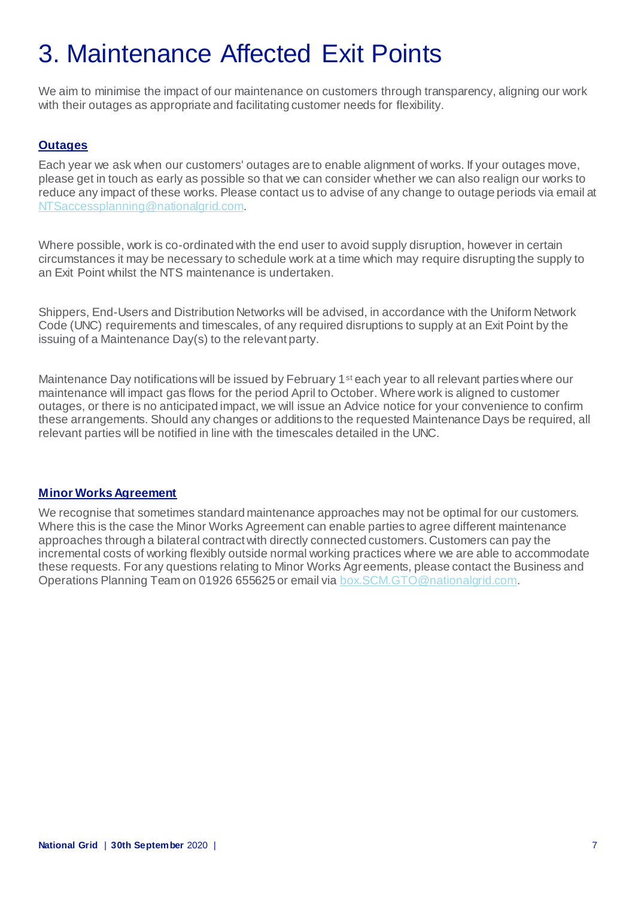# 3. Maintenance Affected Exit Points

We aim to minimise the impact of our maintenance on customers through transparency, aligning our work with their outages as appropriate and facilitating customer needs for flexibility.

### Outages

Each year we ask when our customers' outages are to enable alignment of works. If your outages move, please get in touch as early as possible so that we can consider whether we can also realign our works to reduce any impact of these works. Please contact us to advise of any change to outage periods via email at NTSaccessplanning@nationalgrid.com.

Where possible, work is co-ordinated with the end user to avoid supply disruption, however in certain circumstances it may be necessary to schedule work at a time which may require disrupting the supply to an Exit Point whilst the NTS maintenance is undertaken.

Shippers, End-Users and Distribution Networks will be advised, in accordance with the Uniform Network Code (UNC) requirements and timescales, of any required disruptions to supply at an Exit Point by the issuing of a Maintenance Day(s) to the relevant party.

Maintenance Day notifications will be issued by February 1st each year to all relevant parties where our maintenance will impact gas flows for the period April to October. Where work is aligned to customer outages, or there is no anticipated impact, we will issue an Advice notice for your convenience to confirm these arrangements. Should any changes or additions to the requested Maintenance Days be required, all relevant parties will be notified in line with the timescales detailed in the UNC.

### Minor Works Agreement

We recognise that sometimes standard maintenance approaches may not be optimal for our customers. Where this is the case the Minor Works Agreement can enable parties to agree different maintenance approaches through a bilateral contract with directly connected customers. Customers can pay the incremental costs of working flexibly outside normal working practices where we are able to accommodate these requests. For any questions relating to Minor Works Agreements, please contact the Business and Operations Planning Team on 01926 655625 or email via box.SCM.GTO@nationalgrid.com.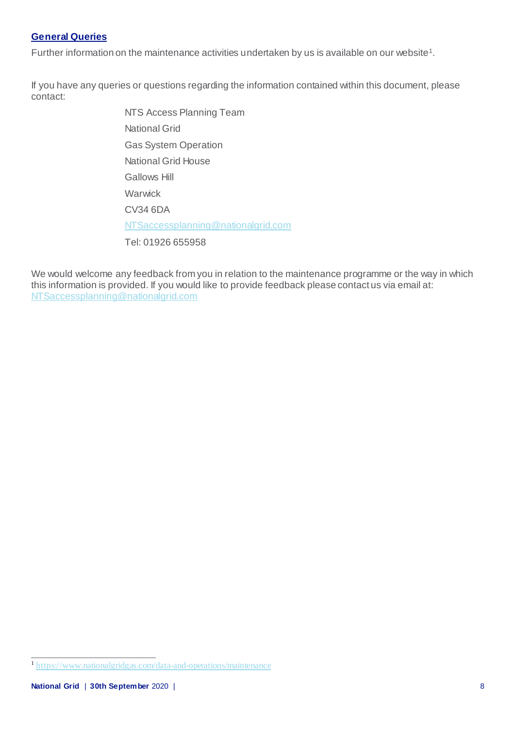## General Queries

Further information on the maintenance activities undertaken by us is available on our website[1].

If you have any queries or questions regarding the information contained within this document, please contact:

NTS Access Planning Team  
National Grid  
Gas System Operation  
National Grid House  
Gallows Hill  
Warwick  
CV34 6DA  
NTSaccessplanning@nationalgrid.com  
Tel: 01926 655958

We would welcome any feedback from you in relation to the maintenance programme or the way in which this information is provided. If you would like to provide feedback please contact us via email at: NTSaccessplanning@nationalgrid.com

[1] https://www.nationalgridgas.com/data-and-operations/maintenance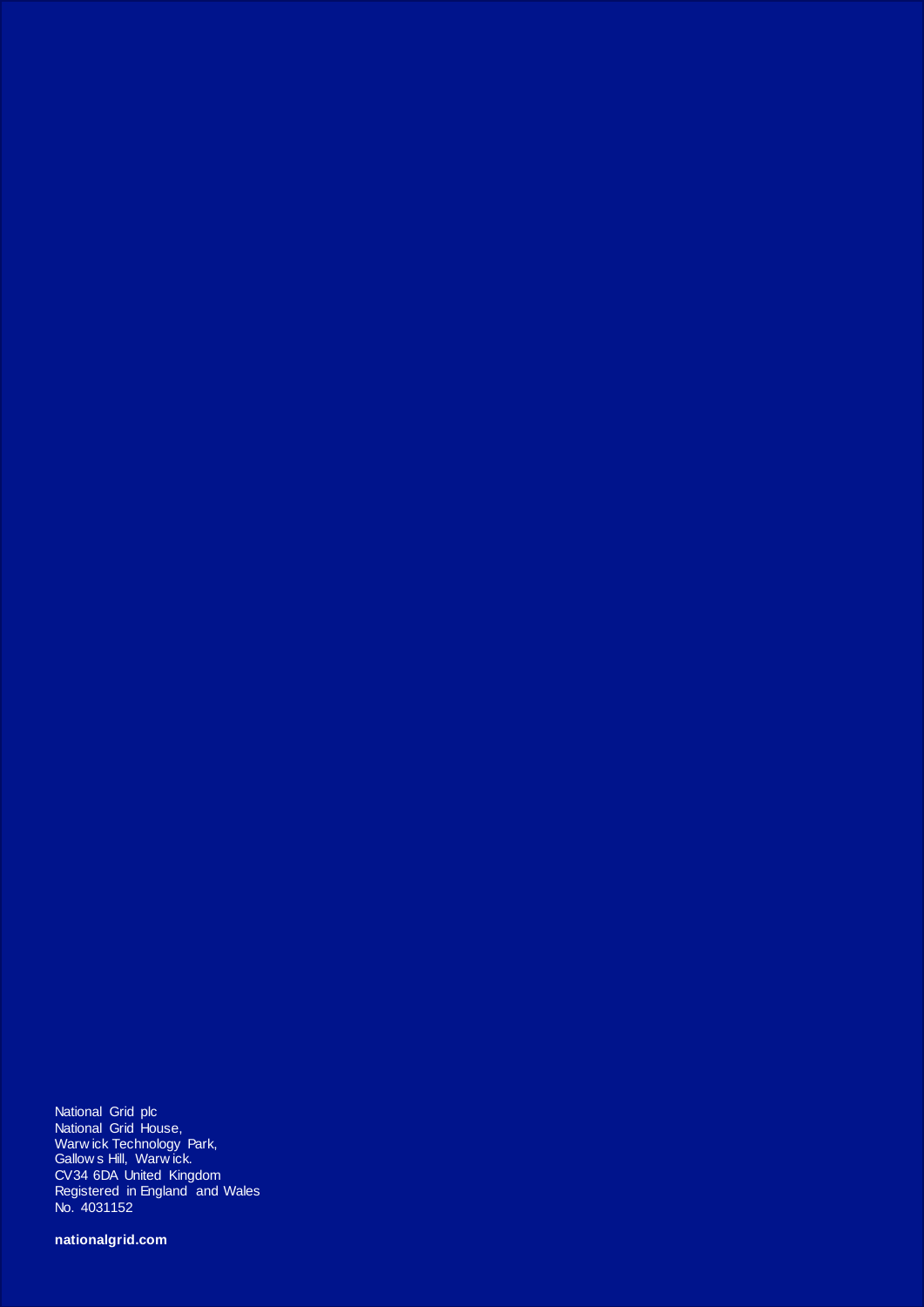National Grid plc
National Grid House,
Warwick Technology Park,
Gallows Hill, Warwick.
CV34 6DA United Kingdom
Registered in England and Wales
No. 4031152

**nationalgrid.com**